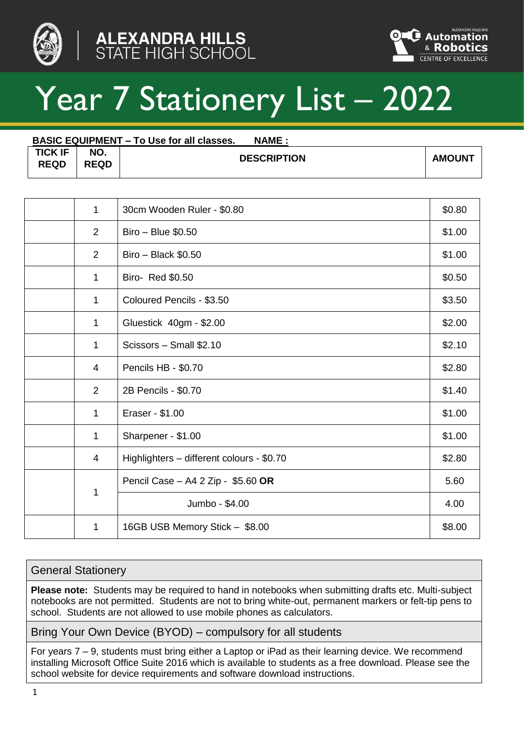ALEXANDRA HILLS STATE HIGH SCHOOL

ALEXANDRA HILLS SHS Automation & Robotics CENTRE OF EXCELLENCE

# Year 7 Stationery List – 2022

**BASIC EQUIPMENT – To Use for all classes.** **NAME :**

| TICK IF REQD | NO. REQD | DESCRIPTION | AMOUNT |
|---|---|---|---|
| | 1 | 30cm Wooden Ruler - $0.80 | $0.80 |
| | 2 | Biro – Blue $0.50 | $1.00 |
| | 2 | Biro – Black $0.50 | $1.00 |
| | 1 | Biro- Red $0.50 | $0.50 |
| | 1 | Coloured Pencils - $3.50 | $3.50 |
| | 1 | Gluestick 40gm - $2.00 | $2.00 |
| | 1 | Scissors – Small $2.10 | $2.10 |
| | 4 | Pencils HB - $0.70 | $2.80 |
| | 2 | 2B Pencils - $0.70 | $1.40 |
| | 1 | Eraser - $1.00 | $1.00 |
| | 1 | Sharpener - $1.00 | $1.00 |
| | 4 | Highlighters – different colours - $0.70 | $2.80 |
| | 1 | Pencil Case – A4 2 Zip - $5.60 **OR** | 5.60 |
| | | Jumbo - $4.00 | 4.00 |
| | 1 | 16GB USB Memory Stick – $8.00 | $8.00 |

## General Stationery

**Please note:** Students may be required to hand in notebooks when submitting drafts etc. Multi-subject notebooks are not permitted. Students are not to bring white-out, permanent markers or felt-tip pens to school. Students are not allowed to use mobile phones as calculators.

## Bring Your Own Device (BYOD) – compulsory for all students

For years 7 – 9, students must bring either a Laptop or iPad as their learning device. We recommend installing Microsoft Office Suite 2016 which is available to students as a free download. Please see the school website for device requirements and software download instructions.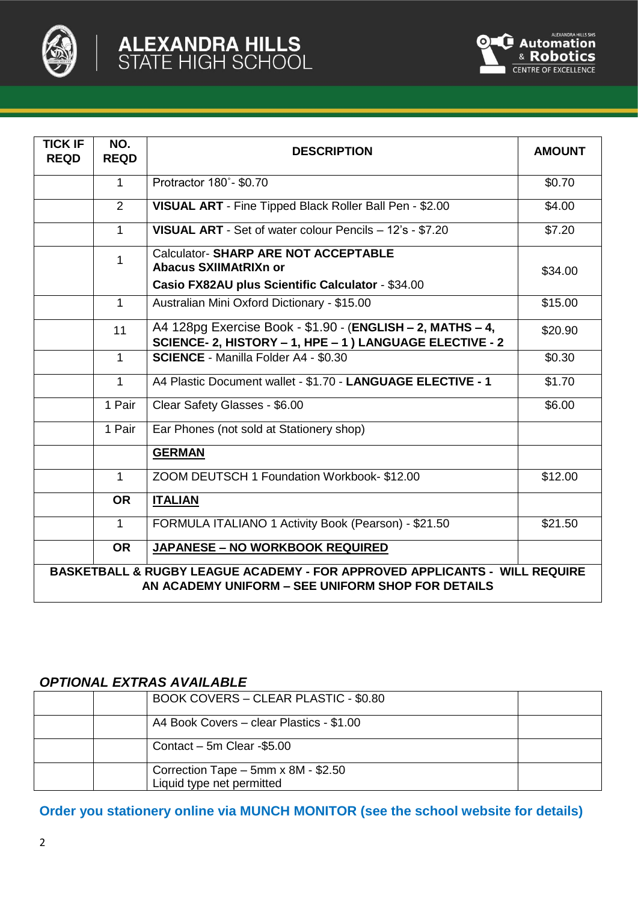# ALEXANDRA HILLS STATE HIGH SCHOOL

Alexandra Hills SHS Automation & Robotics Centre of Excellence

| TICK IF REQD | NO. REQD | DESCRIPTION | AMOUNT |
|---|---|---|---|
| | 1 | Protractor 180˚- $0.70 | $0.70 |
| | 2 | **VISUAL ART** - Fine Tipped Black Roller Ball Pen - $2.00 | $4.00 |
| | 1 | **VISUAL ART** - Set of water colour Pencils – 12's - $7.20 | $7.20 |
| | 1 | Calculator- **SHARP ARE NOT ACCEPTABLE** **Abacus SXIIMAtRIXn or** **Casio FX82AU plus Scientific Calculator** - $34.00 | $34.00 |
| | 1 | Australian Mini Oxford Dictionary - $15.00 | $15.00 |
| | 11 | A4 128pg Exercise Book - $1.90 - (**ENGLISH – 2, MATHS – 4, SCIENCE- 2, HISTORY – 1, HPE – 1 ) LANGUAGE ELECTIVE - 2** | $20.90 |
| | 1 | **SCIENCE** - Manilla Folder A4 - $0.30 | $0.30 |
| | 1 | A4 Plastic Document wallet - $1.70 - **LANGUAGE ELECTIVE - 1** | $1.70 |
| | 1 Pair | Clear Safety Glasses - $6.00 | $6.00 |
| | 1 Pair | Ear Phones (not sold at Stationery shop) | |
| | | **GERMAN** | |
| | 1 | ZOOM DEUTSCH 1 Foundation Workbook- $12.00 | $12.00 |
| | **OR** | **ITALIAN** | |
| | 1 | FORMULA ITALIANO 1 Activity Book (Pearson) - $21.50 | $21.50 |
| | **OR** | **JAPANESE – NO WORKBOOK REQUIRED** | |
| **BASKETBALL & RUGBY LEAGUE ACADEMY - FOR APPROVED APPLICANTS - WILL REQUIRE AN ACADEMY UNIFORM – SEE UNIFORM SHOP FOR DETAILS** | | | |

***OPTIONAL EXTRAS AVAILABLE***

| | | | |
|---|---|---|---|
| | | BOOK COVERS – CLEAR PLASTIC - $0.80 | |
| | | A4 Book Covers – clear Plastics - $1.00 | |
| | | Contact – 5m Clear -$5.00 | |
| | | Correction Tape – 5mm x 8M - $2.50 Liquid type net permitted | |

**Order you stationery online via MUNCH MONITOR (see the school website for details)**